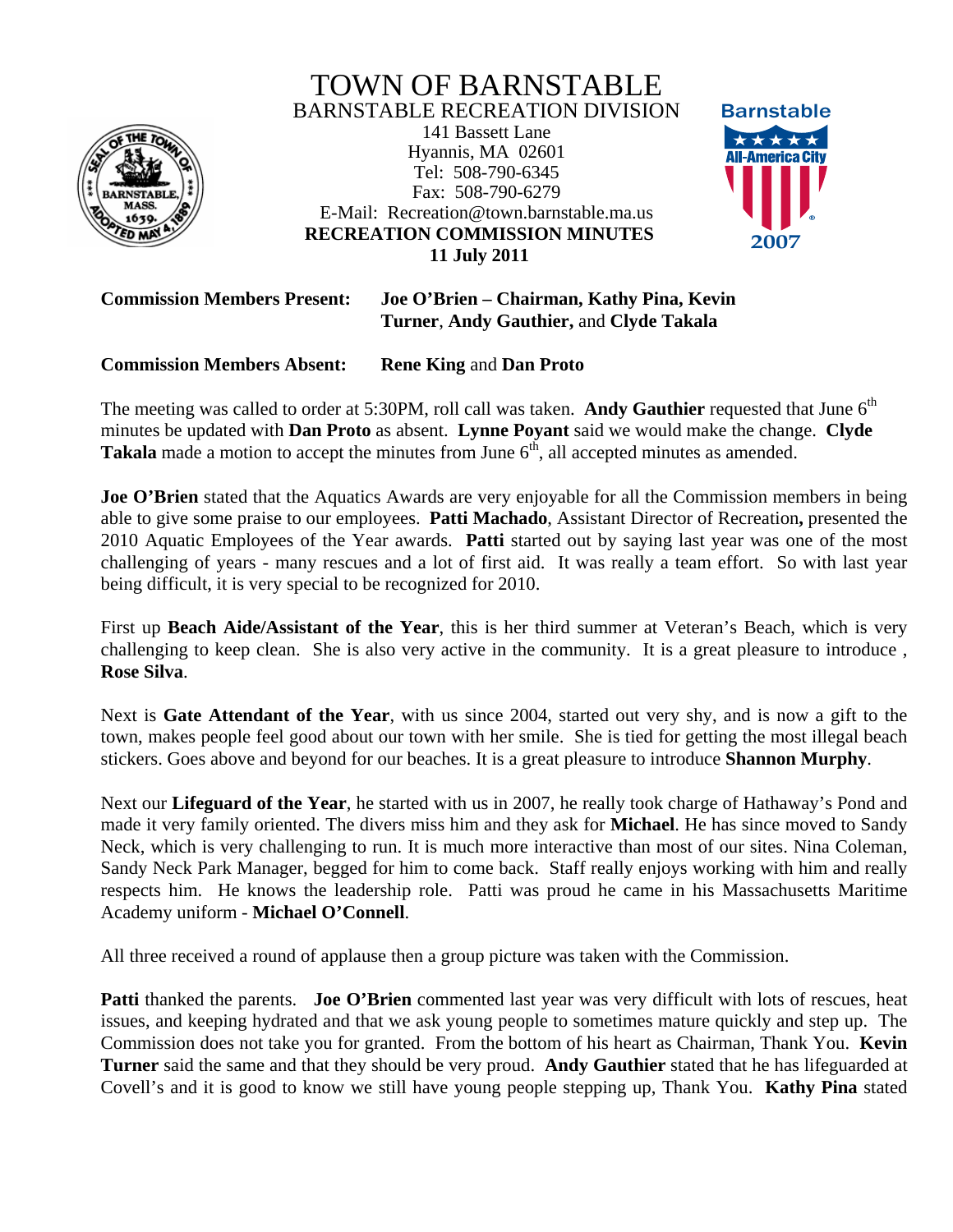# TOWN OF BARNSTABLE

## BARNSTABLE RECREATION DIVISION

141 Bassett Lane
Hyannis, MA 02601
Tel: 508-790-6345
Fax: 508-790-6279
E-Mail: Recreation@town.barnstable.ma.us

Barnstable All-America City 2007

**RECREATION COMMISSION MINUTES**
**11 July 2011**

**Commission Members Present:** **Joe O'Brien – Chairman, Kathy Pina, Kevin Turner**, **Andy Gauthier,** and **Clyde Takala**

**Commission Members Absent:** **Rene King** and **Dan Proto**

The meeting was called to order at 5:30PM, roll call was taken. **Andy Gauthier** requested that June 6th minutes be updated with **Dan Proto** as absent. **Lynne Poyant** said we would make the change. **Clyde Takala** made a motion to accept the minutes from June 6th, all accepted minutes as amended.

**Joe O'Brien** stated that the Aquatics Awards are very enjoyable for all the Commission members in being able to give some praise to our employees. **Patti Machado**, Assistant Director of Recreation**,** presented the 2010 Aquatic Employees of the Year awards. **Patti** started out by saying last year was one of the most challenging of years - many rescues and a lot of first aid. It was really a team effort. So with last year being difficult, it is very special to be recognized for 2010.

First up **Beach Aide/Assistant of the Year**, this is her third summer at Veteran's Beach, which is very challenging to keep clean. She is also very active in the community. It is a great pleasure to introduce , **Rose Silva**.

Next is **Gate Attendant of the Year**, with us since 2004, started out very shy, and is now a gift to the town, makes people feel good about our town with her smile. She is tied for getting the most illegal beach stickers. Goes above and beyond for our beaches. It is a great pleasure to introduce **Shannon Murphy**.

Next our **Lifeguard of the Year**, he started with us in 2007, he really took charge of Hathaway's Pond and made it very family oriented. The divers miss him and they ask for **Michael**. He has since moved to Sandy Neck, which is very challenging to run. It is much more interactive than most of our sites. Nina Coleman, Sandy Neck Park Manager, begged for him to come back. Staff really enjoys working with him and really respects him. He knows the leadership role. Patti was proud he came in his Massachusetts Maritime Academy uniform - **Michael O'Connell**.

All three received a round of applause then a group picture was taken with the Commission.

**Patti** thanked the parents. **Joe O'Brien** commented last year was very difficult with lots of rescues, heat issues, and keeping hydrated and that we ask young people to sometimes mature quickly and step up. The Commission does not take you for granted. From the bottom of his heart as Chairman, Thank You. **Kevin Turner** said the same and that they should be very proud. **Andy Gauthier** stated that he has lifeguarded at Covell's and it is good to know we still have young people stepping up, Thank You. **Kathy Pina** stated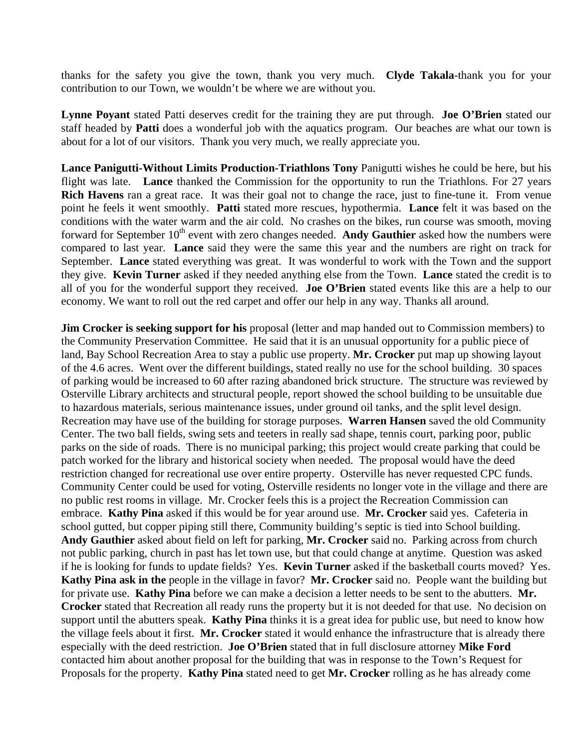thanks for the safety you give the town, thank you very much. **Clyde Takala**-thank you for your contribution to our Town, we wouldn't be where we are without you.

**Lynne Poyant** stated Patti deserves credit for the training they are put through. **Joe O'Brien** stated our staff headed by **Patti** does a wonderful job with the aquatics program. Our beaches are what our town is about for a lot of our visitors. Thank you very much, we really appreciate you.

**Lance Panigutti-Without Limits Production-Triathlons Tony** Panigutti wishes he could be here, but his flight was late. **Lance** thanked the Commission for the opportunity to run the Triathlons. For 27 years **Rich Havens** ran a great race. It was their goal not to change the race, just to fine-tune it. From venue point he feels it went smoothly. **Patti** stated more rescues, hypothermia. **Lance** felt it was based on the conditions with the water warm and the air cold. No crashes on the bikes, run course was smooth, moving forward for September 10th event with zero changes needed. **Andy Gauthier** asked how the numbers were compared to last year. **Lance** said they were the same this year and the numbers are right on track for September. **Lance** stated everything was great. It was wonderful to work with the Town and the support they give. **Kevin Turner** asked if they needed anything else from the Town. **Lance** stated the credit is to all of you for the wonderful support they received. **Joe O'Brien** stated events like this are a help to our economy. We want to roll out the red carpet and offer our help in any way. Thanks all around.

**Jim Crocker is seeking support for his** proposal (letter and map handed out to Commission members) to the Community Preservation Committee. He said that it is an unusual opportunity for a public piece of land, Bay School Recreation Area to stay a public use property. **Mr. Crocker** put map up showing layout of the 4.6 acres. Went over the different buildings, stated really no use for the school building. 30 spaces of parking would be increased to 60 after razing abandoned brick structure. The structure was reviewed by Osterville Library architects and structural people, report showed the school building to be unsuitable due to hazardous materials, serious maintenance issues, under ground oil tanks, and the split level design. Recreation may have use of the building for storage purposes. **Warren Hansen** saved the old Community Center. The two ball fields, swing sets and teeters in really sad shape, tennis court, parking poor, public parks on the side of roads. There is no municipal parking; this project would create parking that could be patch worked for the library and historical society when needed. The proposal would have the deed restriction changed for recreational use over entire property. Osterville has never requested CPC funds. Community Center could be used for voting, Osterville residents no longer vote in the village and there are no public rest rooms in village. Mr. Crocker feels this is a project the Recreation Commission can embrace. **Kathy Pina** asked if this would be for year around use. **Mr. Crocker** said yes. Cafeteria in school gutted, but copper piping still there, Community building's septic is tied into School building. **Andy Gauthier** asked about field on left for parking, **Mr. Crocker** said no. Parking across from church not public parking, church in past has let town use, but that could change at anytime. Question was asked if he is looking for funds to update fields? Yes. **Kevin Turner** asked if the basketball courts moved? Yes. **Kathy Pina ask in the** people in the village in favor? **Mr. Crocker** said no. People want the building but for private use. **Kathy Pina** before we can make a decision a letter needs to be sent to the abutters. **Mr. Crocker** stated that Recreation all ready runs the property but it is not deeded for that use. No decision on support until the abutters speak. **Kathy Pina** thinks it is a great idea for public use, but need to know how the village feels about it first. **Mr. Crocker** stated it would enhance the infrastructure that is already there especially with the deed restriction. **Joe O'Brien** stated that in full disclosure attorney **Mike Ford** contacted him about another proposal for the building that was in response to the Town's Request for Proposals for the property. **Kathy Pina** stated need to get **Mr. Crocker** rolling as he has already come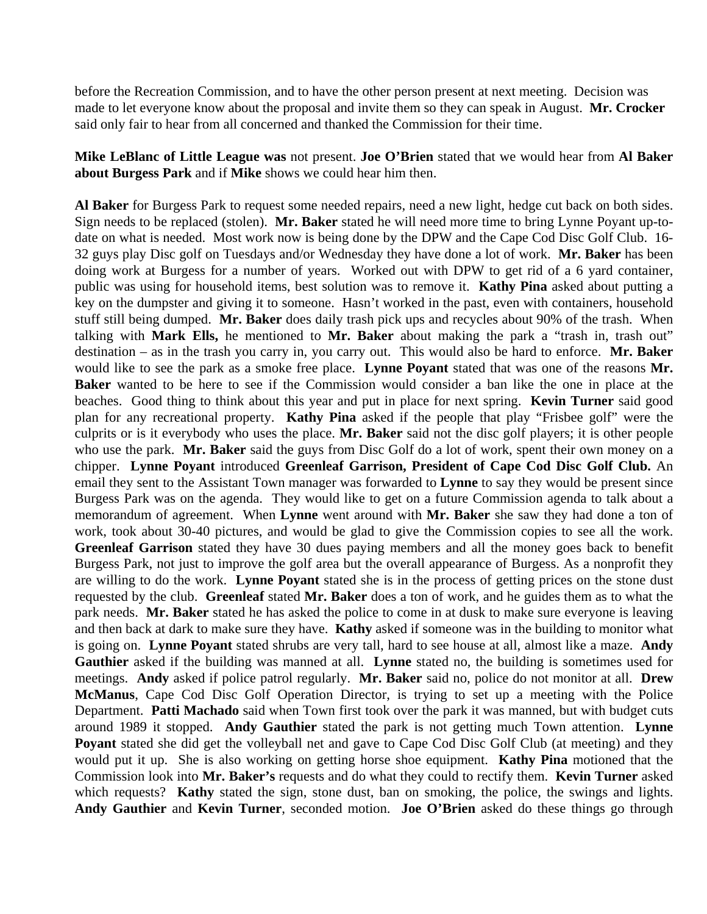before the Recreation Commission, and to have the other person present at next meeting. Decision was made to let everyone know about the proposal and invite them so they can speak in August. **Mr. Crocker** said only fair to hear from all concerned and thanked the Commission for their time.

**Mike LeBlanc of Little League was** not present. **Joe O'Brien** stated that we would hear from **Al Baker about Burgess Park** and if **Mike** shows we could hear him then.

**Al Baker** for Burgess Park to request some needed repairs, need a new light, hedge cut back on both sides. Sign needs to be replaced (stolen). **Mr. Baker** stated he will need more time to bring Lynne Poyant up-to-date on what is needed. Most work now is being done by the DPW and the Cape Cod Disc Golf Club. 16-32 guys play Disc golf on Tuesdays and/or Wednesday they have done a lot of work. **Mr. Baker** has been doing work at Burgess for a number of years. Worked out with DPW to get rid of a 6 yard container, public was using for household items, best solution was to remove it. **Kathy Pina** asked about putting a key on the dumpster and giving it to someone. Hasn't worked in the past, even with containers, household stuff still being dumped. **Mr. Baker** does daily trash pick ups and recycles about 90% of the trash. When talking with **Mark Ells,** he mentioned to **Mr. Baker** about making the park a "trash in, trash out" destination – as in the trash you carry in, you carry out. This would also be hard to enforce. **Mr. Baker** would like to see the park as a smoke free place. **Lynne Poyant** stated that was one of the reasons **Mr. Baker** wanted to be here to see if the Commission would consider a ban like the one in place at the beaches. Good thing to think about this year and put in place for next spring. **Kevin Turner** said good plan for any recreational property. **Kathy Pina** asked if the people that play "Frisbee golf" were the culprits or is it everybody who uses the place. **Mr. Baker** said not the disc golf players; it is other people who use the park. **Mr. Baker** said the guys from Disc Golf do a lot of work, spent their own money on a chipper. **Lynne Poyant** introduced **Greenleaf Garrison, President of Cape Cod Disc Golf Club.** An email they sent to the Assistant Town manager was forwarded to **Lynne** to say they would be present since Burgess Park was on the agenda. They would like to get on a future Commission agenda to talk about a memorandum of agreement. When **Lynne** went around with **Mr. Baker** she saw they had done a ton of work, took about 30-40 pictures, and would be glad to give the Commission copies to see all the work. **Greenleaf Garrison** stated they have 30 dues paying members and all the money goes back to benefit Burgess Park, not just to improve the golf area but the overall appearance of Burgess. As a nonprofit they are willing to do the work. **Lynne Poyant** stated she is in the process of getting prices on the stone dust requested by the club. **Greenleaf** stated **Mr. Baker** does a ton of work, and he guides them as to what the park needs. **Mr. Baker** stated he has asked the police to come in at dusk to make sure everyone is leaving and then back at dark to make sure they have. **Kathy** asked if someone was in the building to monitor what is going on. **Lynne Poyant** stated shrubs are very tall, hard to see house at all, almost like a maze. **Andy Gauthier** asked if the building was manned at all. **Lynne** stated no, the building is sometimes used for meetings. **Andy** asked if police patrol regularly. **Mr. Baker** said no, police do not monitor at all. **Drew McManus**, Cape Cod Disc Golf Operation Director, is trying to set up a meeting with the Police Department. **Patti Machado** said when Town first took over the park it was manned, but with budget cuts around 1989 it stopped. **Andy Gauthier** stated the park is not getting much Town attention. **Lynne Poyant** stated she did get the volleyball net and gave to Cape Cod Disc Golf Club (at meeting) and they would put it up. She is also working on getting horse shoe equipment. **Kathy Pina** motioned that the Commission look into **Mr. Baker's** requests and do what they could to rectify them. **Kevin Turner** asked which requests? **Kathy** stated the sign, stone dust, ban on smoking, the police, the swings and lights. **Andy Gauthier** and **Kevin Turner**, seconded motion. **Joe O'Brien** asked do these things go through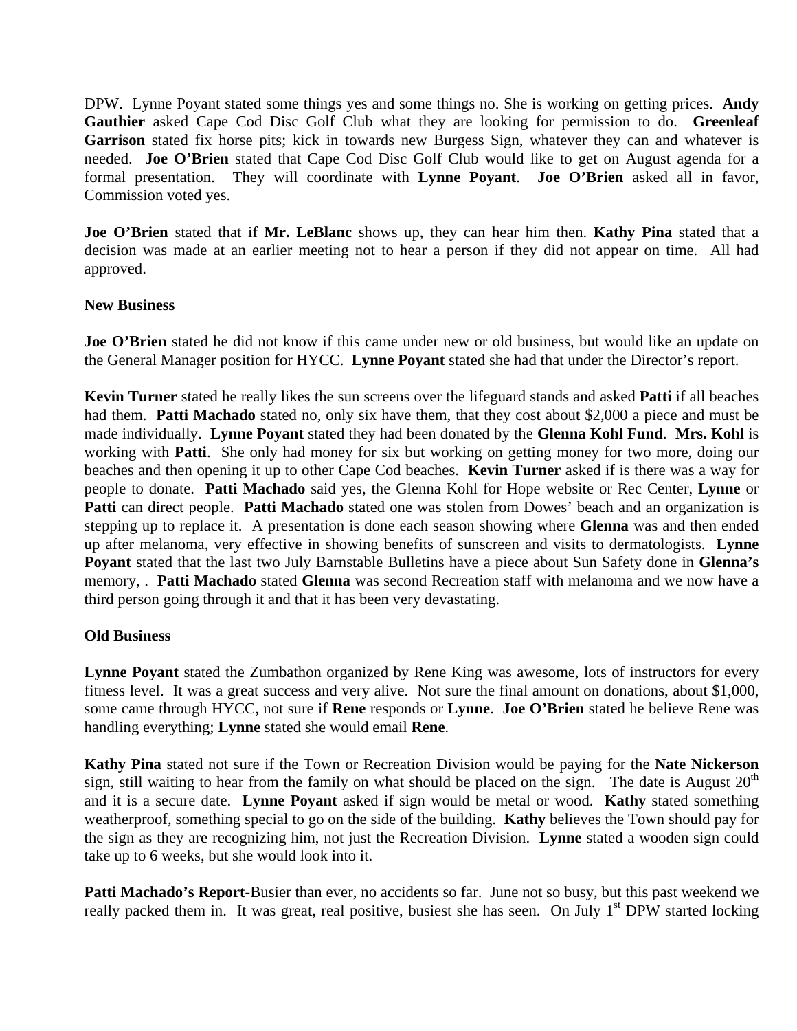DPW. Lynne Poyant stated some things yes and some things no. She is working on getting prices. **Andy Gauthier** asked Cape Cod Disc Golf Club what they are looking for permission to do. **Greenleaf Garrison** stated fix horse pits; kick in towards new Burgess Sign, whatever they can and whatever is needed. **Joe O'Brien** stated that Cape Cod Disc Golf Club would like to get on August agenda for a formal presentation. They will coordinate with **Lynne Poyant**. **Joe O'Brien** asked all in favor, Commission voted yes.

**Joe O'Brien** stated that if **Mr. LeBlanc** shows up, they can hear him then. **Kathy Pina** stated that a decision was made at an earlier meeting not to hear a person if they did not appear on time. All had approved.

**New Business**

**Joe O'Brien** stated he did not know if this came under new or old business, but would like an update on the General Manager position for HYCC. **Lynne Poyant** stated she had that under the Director's report.

**Kevin Turner** stated he really likes the sun screens over the lifeguard stands and asked **Patti** if all beaches had them. **Patti Machado** stated no, only six have them, that they cost about $2,000 a piece and must be made individually. **Lynne Poyant** stated they had been donated by the **Glenna Kohl Fund**. **Mrs. Kohl** is working with **Patti**. She only had money for six but working on getting money for two more, doing our beaches and then opening it up to other Cape Cod beaches. **Kevin Turner** asked if is there was a way for people to donate. **Patti Machado** said yes, the Glenna Kohl for Hope website or Rec Center, **Lynne** or **Patti** can direct people. **Patti Machado** stated one was stolen from Dowes' beach and an organization is stepping up to replace it. A presentation is done each season showing where **Glenna** was and then ended up after melanoma, very effective in showing benefits of sunscreen and visits to dermatologists. **Lynne Poyant** stated that the last two July Barnstable Bulletins have a piece about Sun Safety done in **Glenna's** memory, . **Patti Machado** stated **Glenna** was second Recreation staff with melanoma and we now have a third person going through it and that it has been very devastating.

**Old Business**

**Lynne Poyant** stated the Zumbathon organized by Rene King was awesome, lots of instructors for every fitness level. It was a great success and very alive. Not sure the final amount on donations, about $1,000, some came through HYCC, not sure if **Rene** responds or **Lynne**. **Joe O'Brien** stated he believe Rene was handling everything; **Lynne** stated she would email **Rene**.

**Kathy Pina** stated not sure if the Town or Recreation Division would be paying for the **Nate Nickerson** sign, still waiting to hear from the family on what should be placed on the sign. The date is August 20th and it is a secure date. **Lynne Poyant** asked if sign would be metal or wood. **Kathy** stated something weatherproof, something special to go on the side of the building. **Kathy** believes the Town should pay for the sign as they are recognizing him, not just the Recreation Division. **Lynne** stated a wooden sign could take up to 6 weeks, but she would look into it.

**Patti Machado's Report**-Busier than ever, no accidents so far. June not so busy, but this past weekend we really packed them in. It was great, real positive, busiest she has seen. On July 1st DPW started locking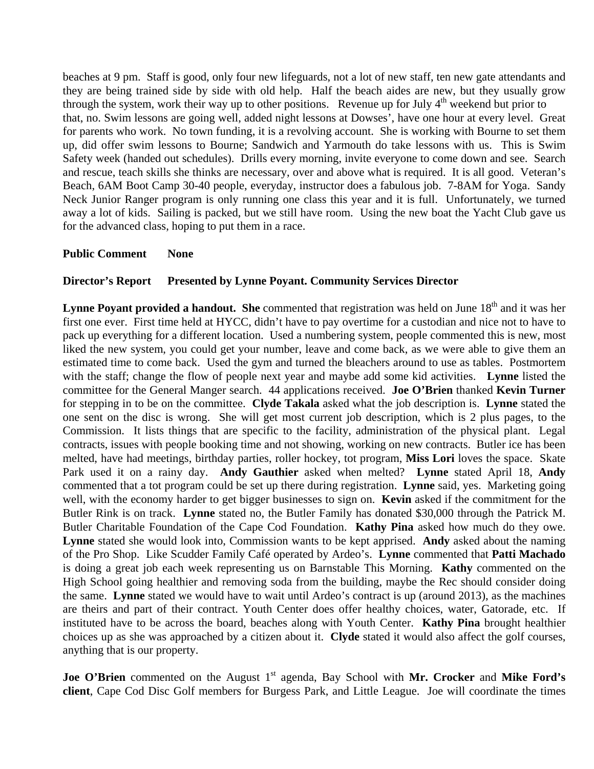beaches at 9 pm. Staff is good, only four new lifeguards, not a lot of new staff, ten new gate attendants and they are being trained side by side with old help. Half the beach aides are new, but they usually grow through the system, work their way up to other positions. Revenue up for July 4th weekend but prior to that, no. Swim lessons are going well, added night lessons at Dowses', have one hour at every level. Great for parents who work. No town funding, it is a revolving account. She is working with Bourne to set them up, did offer swim lessons to Bourne; Sandwich and Yarmouth do take lessons with us. This is Swim Safety week (handed out schedules). Drills every morning, invite everyone to come down and see. Search and rescue, teach skills she thinks are necessary, over and above what is required. It is all good. Veteran's Beach, 6AM Boot Camp 30-40 people, everyday, instructor does a fabulous job. 7-8AM for Yoga. Sandy Neck Junior Ranger program is only running one class this year and it is full. Unfortunately, we turned away a lot of kids. Sailing is packed, but we still have room. Using the new boat the Yacht Club gave us for the advanced class, hoping to put them in a race.

**Public Comment None**

**Director's Report Presented by Lynne Poyant. Community Services Director**

**Lynne Poyant provided a handout. She** commented that registration was held on June 18th and it was her first one ever. First time held at HYCC, didn't have to pay overtime for a custodian and nice not to have to pack up everything for a different location. Used a numbering system, people commented this is new, most liked the new system, you could get your number, leave and come back, as we were able to give them an estimated time to come back. Used the gym and turned the bleachers around to use as tables. Postmortem with the staff; change the flow of people next year and maybe add some kid activities. **Lynne** listed the committee for the General Manger search. 44 applications received. **Joe O'Brien** thanked **Kevin Turner** for stepping in to be on the committee. **Clyde Takala** asked what the job description is. **Lynne** stated the one sent on the disc is wrong. She will get most current job description, which is 2 plus pages, to the Commission. It lists things that are specific to the facility, administration of the physical plant. Legal contracts, issues with people booking time and not showing, working on new contracts. Butler ice has been melted, have had meetings, birthday parties, roller hockey, tot program, **Miss Lori** loves the space. Skate Park used it on a rainy day. **Andy Gauthier** asked when melted? **Lynne** stated April 18, **Andy** commented that a tot program could be set up there during registration. **Lynne** said, yes. Marketing going well, with the economy harder to get bigger businesses to sign on. **Kevin** asked if the commitment for the Butler Rink is on track. **Lynne** stated no, the Butler Family has donated $30,000 through the Patrick M. Butler Charitable Foundation of the Cape Cod Foundation. **Kathy Pina** asked how much do they owe. **Lynne** stated she would look into, Commission wants to be kept apprised. **Andy** asked about the naming of the Pro Shop. Like Scudder Family Café operated by Ardeo's. **Lynne** commented that **Patti Machado** is doing a great job each week representing us on Barnstable This Morning. **Kathy** commented on the High School going healthier and removing soda from the building, maybe the Rec should consider doing the same. **Lynne** stated we would have to wait until Ardeo's contract is up (around 2013), as the machines are theirs and part of their contract. Youth Center does offer healthy choices, water, Gatorade, etc. If instituted have to be across the board, beaches along with Youth Center. **Kathy Pina** brought healthier choices up as she was approached by a citizen about it. **Clyde** stated it would also affect the golf courses, anything that is our property.

**Joe O'Brien** commented on the August 1st agenda, Bay School with **Mr. Crocker** and **Mike Ford's client**, Cape Cod Disc Golf members for Burgess Park, and Little League. Joe will coordinate the times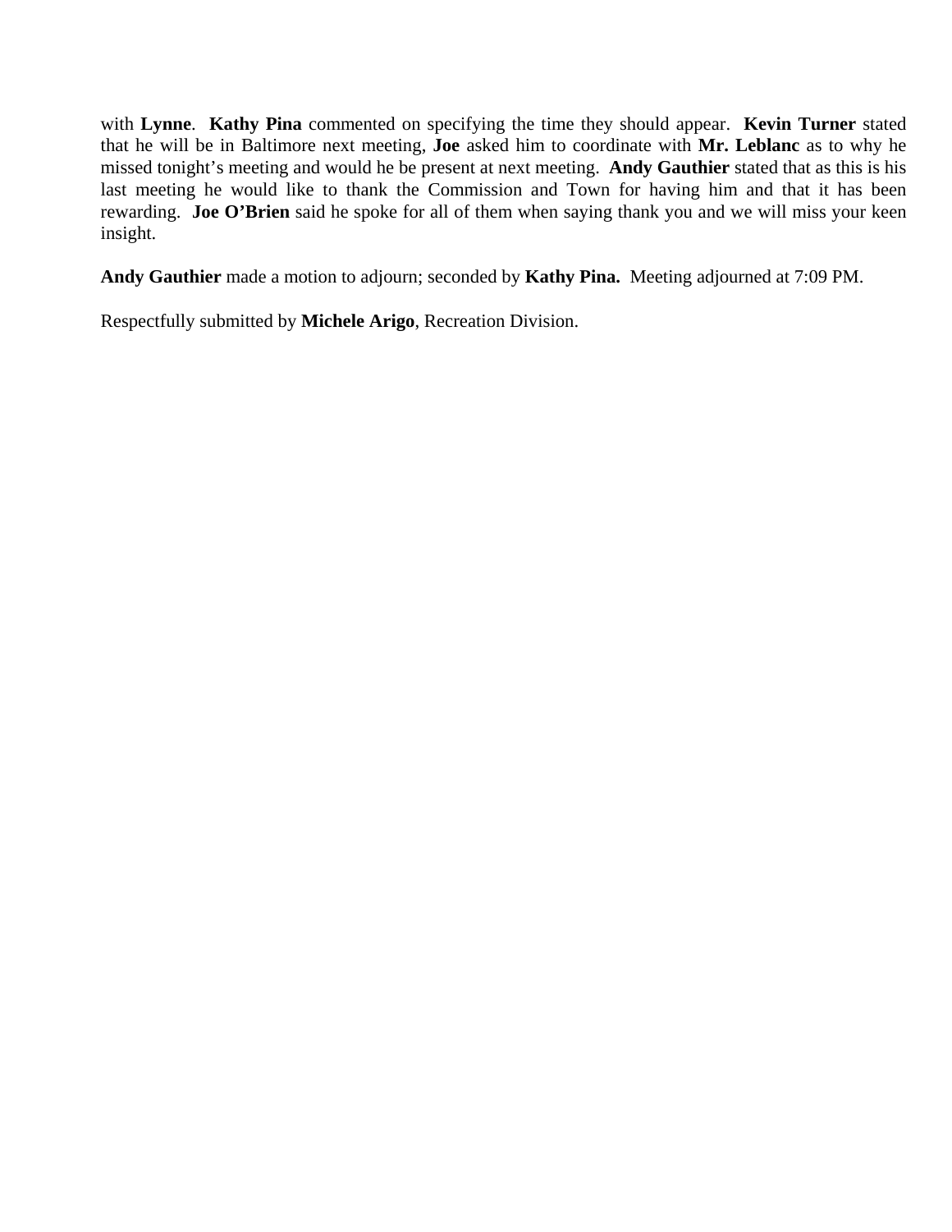with **Lynne**. **Kathy Pina** commented on specifying the time they should appear. **Kevin Turner** stated that he will be in Baltimore next meeting, **Joe** asked him to coordinate with **Mr. Leblanc** as to why he missed tonight's meeting and would he be present at next meeting. **Andy Gauthier** stated that as this is his last meeting he would like to thank the Commission and Town for having him and that it has been rewarding. **Joe O'Brien** said he spoke for all of them when saying thank you and we will miss your keen insight.

**Andy Gauthier** made a motion to adjourn; seconded by **Kathy Pina.** Meeting adjourned at 7:09 PM.

Respectfully submitted by **Michele Arigo**, Recreation Division.